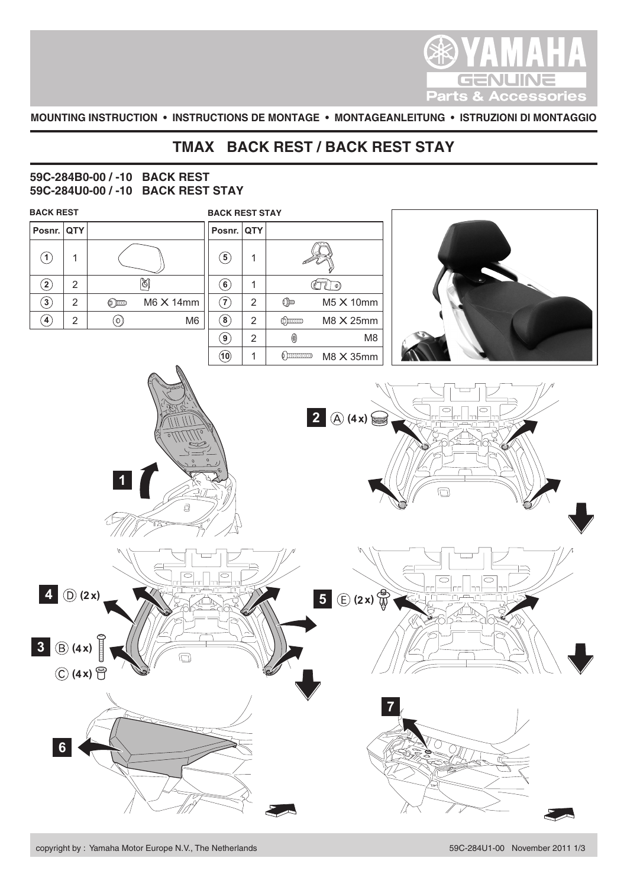MOUNTING INSTRUCTION • INSTRUCTIONS DE MONTAGE • MONTAGEANLEITUNG • ISTRUZIONI DI MONTAGGIO

# TMAX BACK REST / BACK REST STAY

**59C-284B0-00 / -10 BACK REST**
**59C-284U0-00 / -10 BACK REST STAY**

**BACK REST**

| Posnr. | QTY | |
|---|---|---|
| 1 | 1 | |
| 2 | 2 | |
| 3 | 2 | M6 X 14mm |
| 4 | 2 | M6 |

**BACK REST STAY**

| Posnr. | QTY | |
|---|---|---|
| 5 | 1 | |
| 6 | 1 | |
| 7 | 2 | M5 X 10mm |
| 8 | 2 | M8 X 25mm |
| 9 | 2 | M8 |
| 10 | 1 | M8 X 35mm |

1

2 Ⓐ (4x)

4 Ⓓ (2x)

3 Ⓑ (4x)

Ⓒ (4x)

5 Ⓔ (2x)

6

7

copyright by : Yamaha Motor Europe N.V., The Netherlands

59C-284U1-00 November 2011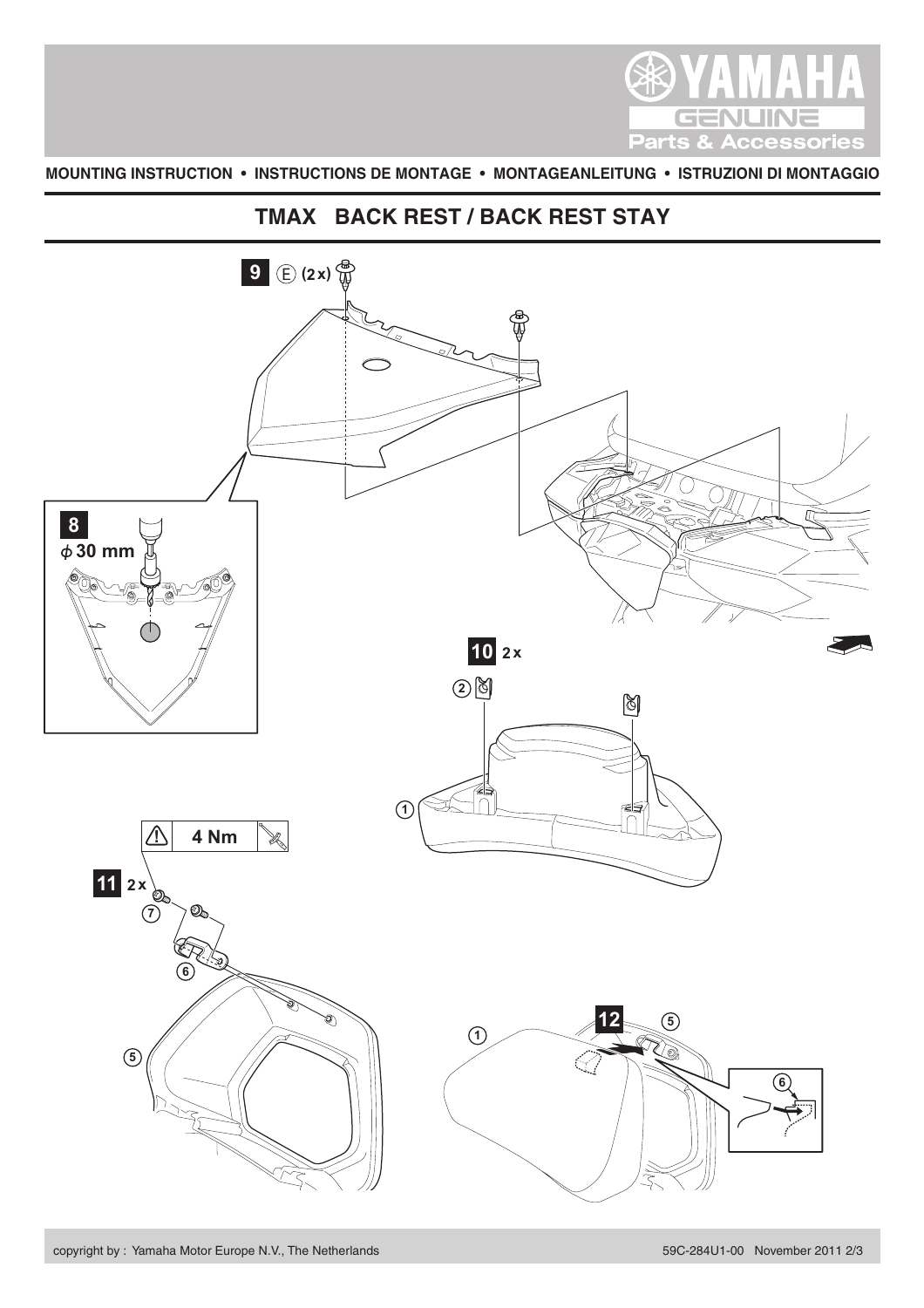MOUNTING INSTRUCTION • INSTRUCTIONS DE MONTAGE • MONTAGEANLEITUNG • ISTRUZIONI DI MONTAGGIO

# TMAX BACK REST / BACK REST STAY

**9** Ⓔ (2x)

**8** $\phi$ 30 mm

**10** 2x

② ①

**11** 2x

4 Nm

⑦ ⑥ ⑤

**12** ① ⑤ ⑥

copyright by : Yamaha Motor Europe N.V., The Netherlands

59C-284U1-00 November 2011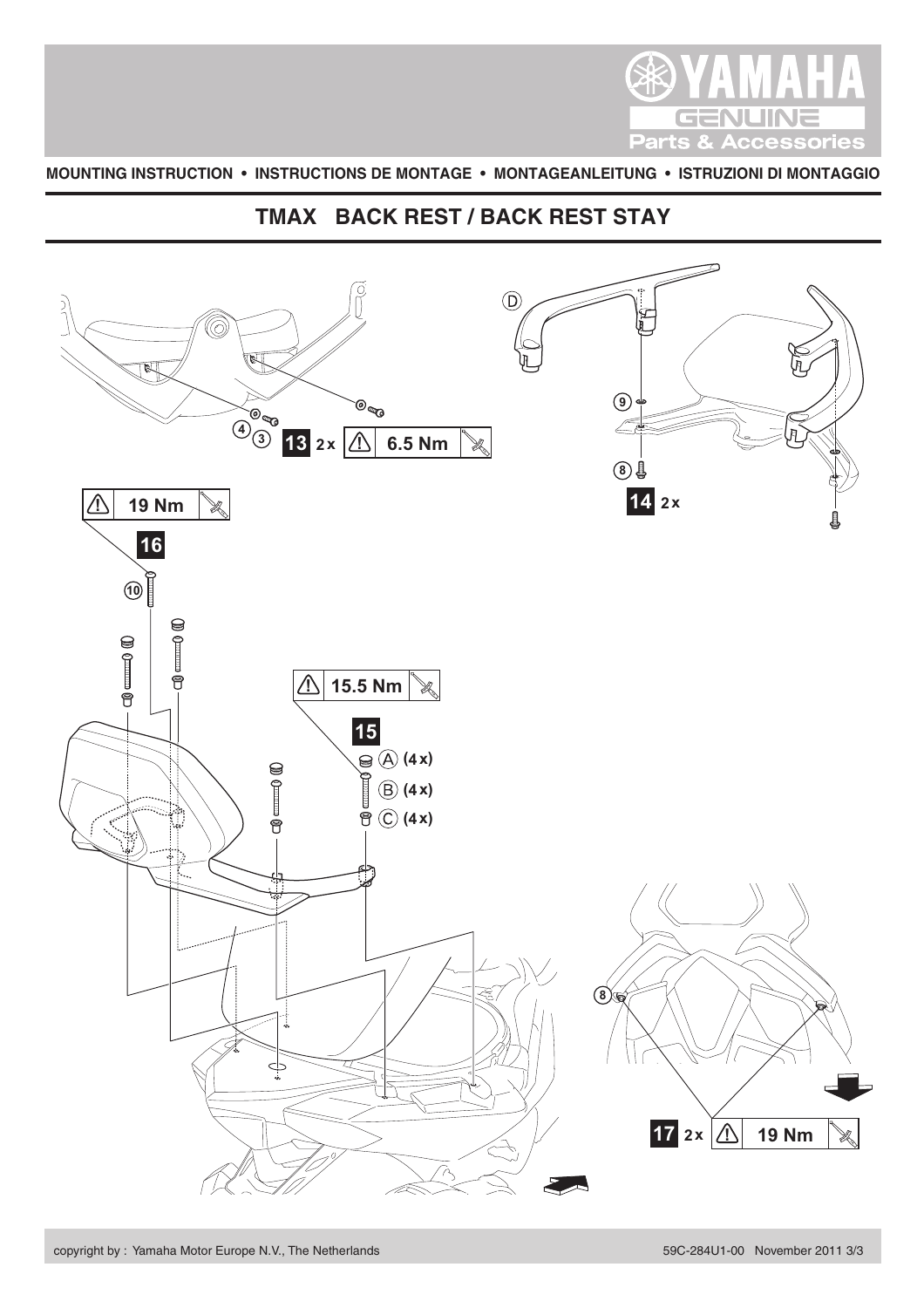**MOUNTING INSTRUCTION • INSTRUCTIONS DE MONTAGE • MONTAGEANLEITUNG • ISTRUZIONI DI MONTAGGIO**

# TMAX BACK REST / BACK REST STAY

4
3
**13** 2 x ⚠ 6.5 Nm

D
9
8
**14** 2 x

⚠ 19 Nm
**16**
10

⚠ 15.5 Nm
**15**
A (4 x)
B (4 x)
C (4 x)

8
**17** 2 x ⚠ 19 Nm

copyright by : Yamaha Motor Europe N.V., The Netherlands

59C-284U1-00 November 2011